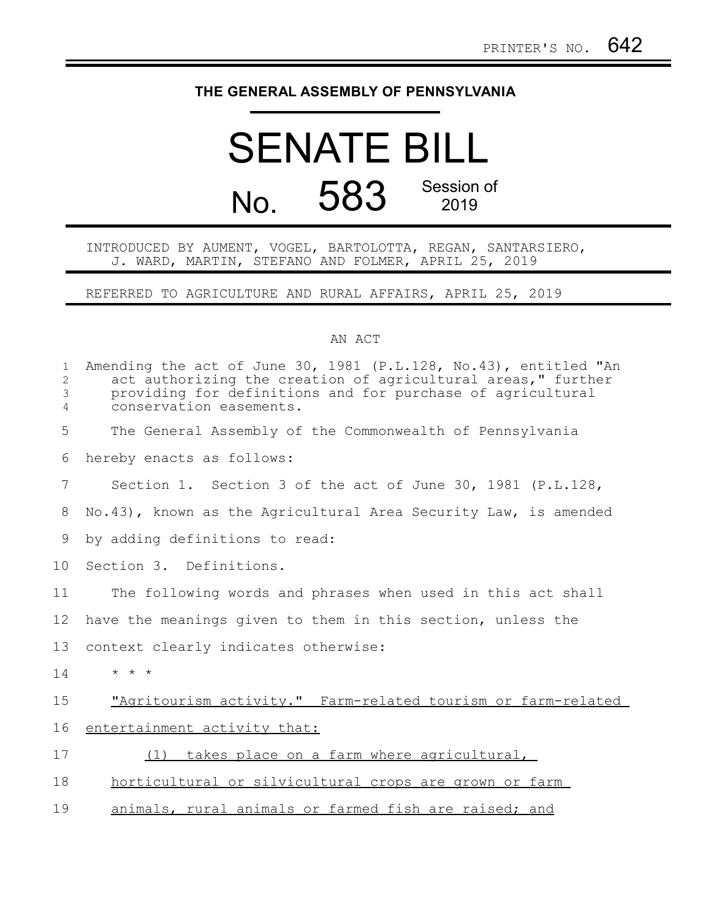PRINTER'S NO. 642

# THE GENERAL ASSEMBLY OF PENNSYLVANIA

# SENATE BILL

## No. 583 Session of 2019

INTRODUCED BY AUMENT, VOGEL, BARTOLOTTA, REGAN, SANTARSIERO, J. WARD, MARTIN, STEFANO AND FOLMER, APRIL 25, 2019

REFERRED TO AGRICULTURE AND RURAL AFFAIRS, APRIL 25, 2019

AN ACT

Amending the act of June 30, 1981 (P.L.128, No.43), entitled "An act authorizing the creation of agricultural areas," further providing for definitions and for purchase of agricultural conservation easements.

The General Assembly of the Commonwealth of Pennsylvania hereby enacts as follows:

Section 1. Section 3 of the act of June 30, 1981 (P.L.128, No.43), known as the Agricultural Area Security Law, is amended by adding definitions to read:

Section 3. Definitions.

The following words and phrases when used in this act shall have the meanings given to them in this section, unless the context clearly indicates otherwise:

* * *

<u>"Agritourism activity." Farm-related tourism or farm-related entertainment activity that:</u>

<u>(1) takes place on a farm where agricultural, horticultural or silvicultural crops are grown or farm animals, rural animals or farmed fish are raised; and</u>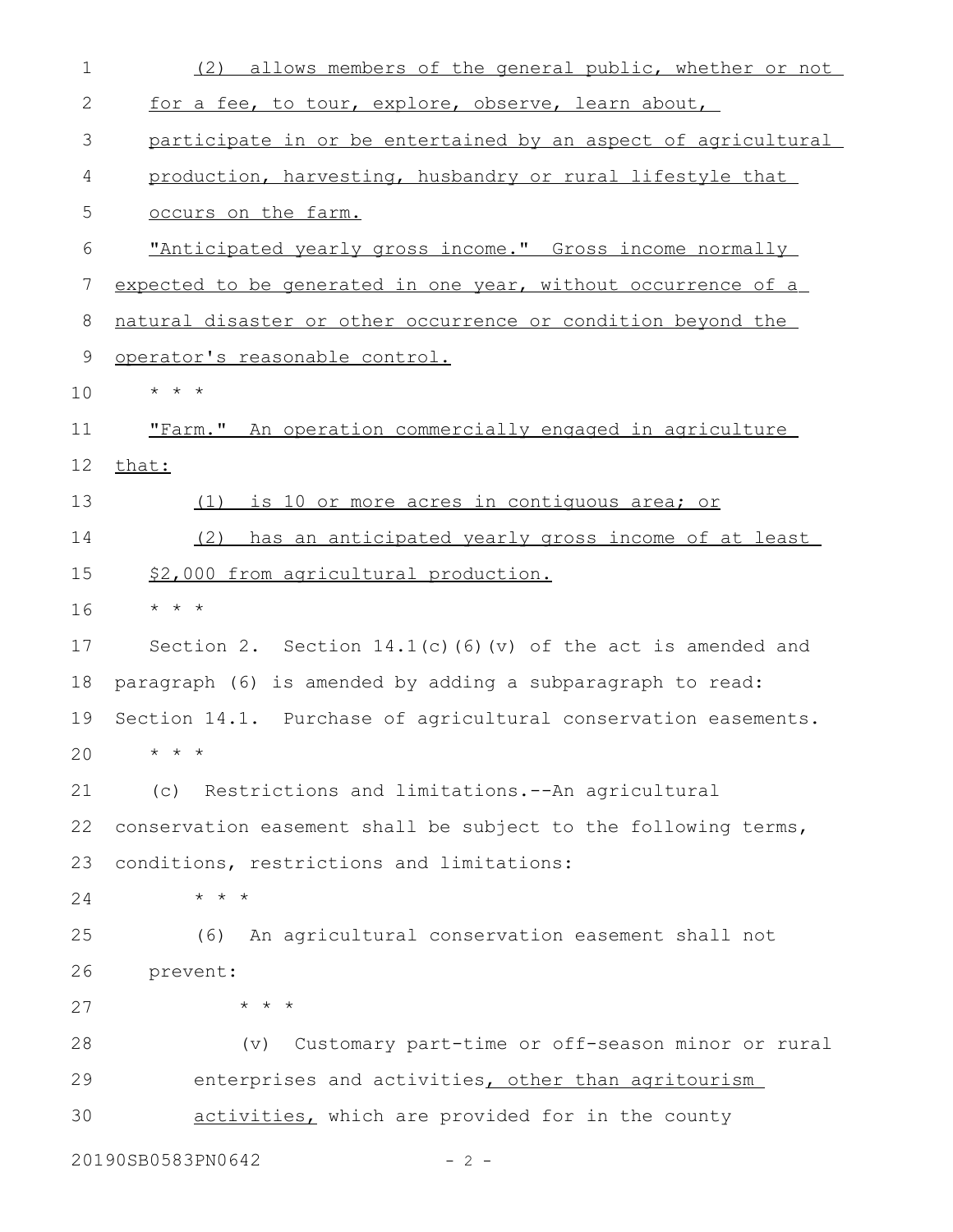(2) allows members of the general public, whether or not for a fee, to tour, explore, observe, learn about, participate in or be entertained by an aspect of agricultural production, harvesting, husbandry or rural lifestyle that occurs on the farm.

"Anticipated yearly gross income." Gross income normally expected to be generated in one year, without occurrence of a natural disaster or other occurrence or condition beyond the operator's reasonable control.

* * *

"Farm." An operation commercially engaged in agriculture that:

(1) is 10 or more acres in contiguous area; or

(2) has an anticipated yearly gross income of at least $2,000 from agricultural production.

* * *

Section 2. Section 14.1(c)(6)(v) of the act is amended and paragraph (6) is amended by adding a subparagraph to read:

Section 14.1. Purchase of agricultural conservation easements.

* * *

(c) Restrictions and limitations.--An agricultural conservation easement shall be subject to the following terms, conditions, restrictions and limitations:

* * *

(6) An agricultural conservation easement shall not prevent:

* * *

(v) Customary part-time or off-season minor or rural enterprises and activities, other than agritourism activities, which are provided for in the county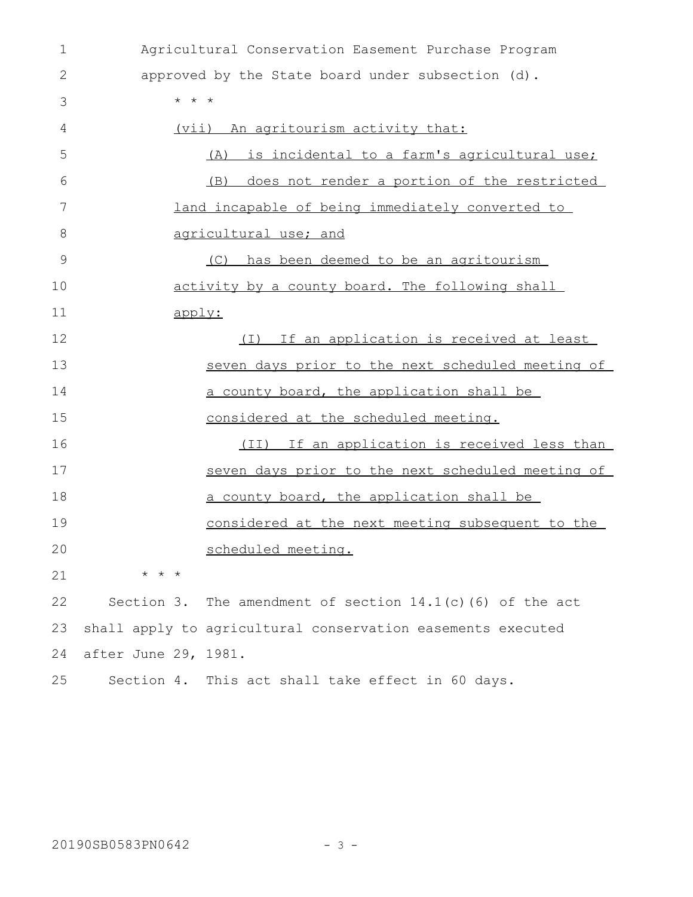Agricultural Conservation Easement Purchase Program approved by the State board under subsection (d).

* * *

(vii) An agritourism activity that:

(A) is incidental to a farm's agricultural use;

(B) does not render a portion of the restricted land incapable of being immediately converted to agricultural use; and

(C) has been deemed to be an agritourism activity by a county board. The following shall apply:

(I) If an application is received at least seven days prior to the next scheduled meeting of a county board, the application shall be considered at the scheduled meeting.

(II) If an application is received less than seven days prior to the next scheduled meeting of a county board, the application shall be considered at the next meeting subsequent to the scheduled meeting.

* * *

Section 3. The amendment of section 14.1(c)(6) of the act shall apply to agricultural conservation easements executed after June 29, 1981.

Section 4. This act shall take effect in 60 days.